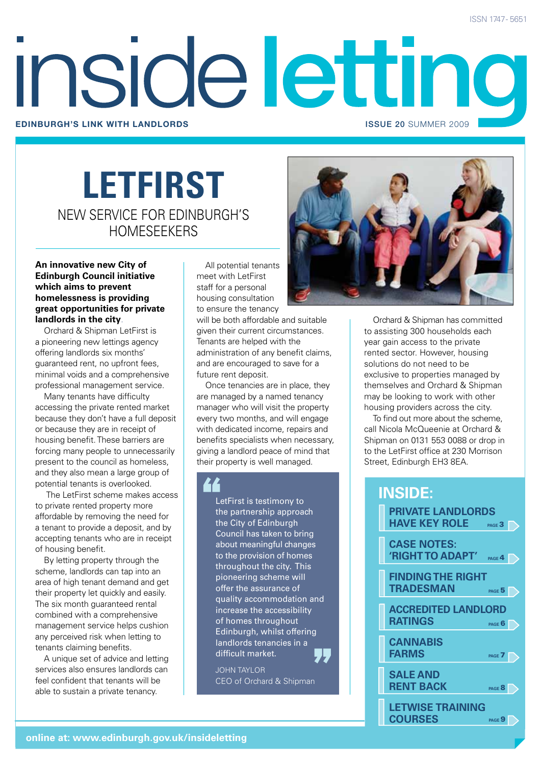ISSN 1747-5651

# inside letting

**EDINBURGH'S LINK WITH LANDLORDS** — **ISSUE 20** SUMMER 2009

# LETFIRST

## NEW SERVICE FOR EDINBURGH'S HOMESEEKERS

**An innovative new City of Edinburgh Council initiative which aims to prevent homelessness is providing great opportunities for private landlords in the city.**

Orchard & Shipman LetFirst is a pioneering new lettings agency offering landlords six months' guaranteed rent, no upfront fees, minimal voids and a comprehensive professional management service.

Many tenants have difficulty accessing the private rented market because they don't have a full deposit or because they are in receipt of housing benefit. These barriers are forcing many people to unnecessarily present to the council as homeless, and they also mean a large group of potential tenants is overlooked.

The LetFirst scheme makes access to private rented property more affordable by removing the need for a tenant to provide a deposit, and by accepting tenants who are in receipt of housing benefit.

By letting property through the scheme, landlords can tap into an area of high tenant demand and get their property let quickly and easily. The six month guaranteed rental combined with a comprehensive management service helps cushion any perceived risk when letting to tenants claiming benefits.

A unique set of advice and letting services also ensures landlords can feel confident that tenants will be able to sustain a private tenancy.

All potential tenants meet with LetFirst staff for a personal housing consultation to ensure the tenancy will be both affordable and suitable given their current circumstances. Tenants are helped with the administration of any benefit claims, and are encouraged to save for a future rent deposit.

Once tenancies are in place, they are managed by a named tenancy manager who will visit the property every two months, and will engage with dedicated income, repairs and benefits specialists when necessary, giving a landlord peace of mind that their property is well managed.

> "LetFirst is testimony to the partnership approach the City of Edinburgh Council has taken to bring about meaningful changes to the provision of homes throughout the city. This pioneering scheme will offer the assurance of quality accommodation and increase the accessibility of homes throughout Edinburgh, whilst offering landlords tenancies in a difficult market."
>
> JOHN TAYLOR
> CEO of Orchard & Shipman

Orchard & Shipman has committed to assisting 300 households each year gain access to the private rented sector. However, housing solutions do not need to be exclusive to properties managed by themselves and Orchard & Shipman may be looking to work with other housing providers across the city.

To find out more about the scheme, call Nicola McQueenie at Orchard & Shipman on 0131 553 0088 or drop in to the LetFirst office at 230 Morrison Street, Edinburgh EH3 8EA.

## INSIDE:

- **PRIVATE LANDLORDS HAVE KEY ROLE** — PAGE 3
- **CASE NOTES: 'RIGHT TO ADAPT'** — PAGE 4
- **FINDING THE RIGHT TRADESMAN** — PAGE 5
- **ACCREDITED LANDLORD RATINGS** — PAGE 6
- **CANNABIS FARMS** — PAGE 7
- **SALE AND RENT BACK** — PAGE 8
- **LETWISE TRAINING COURSES** — PAGE 9

**online at: www.edinburgh.gov.uk/insideletting**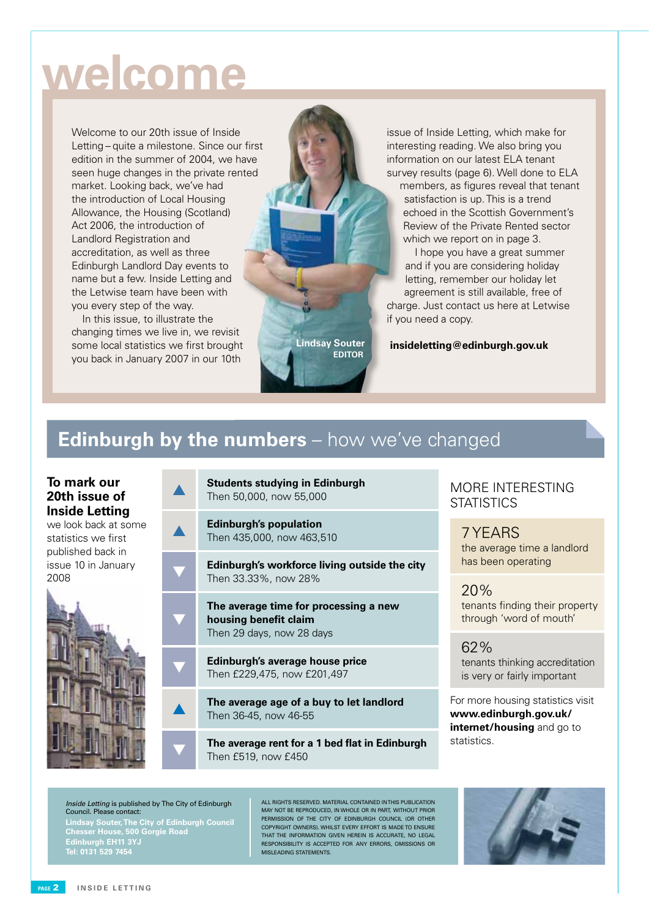# welcome

Welcome to our 20th issue of Inside Letting – quite a milestone. Since our first edition in the summer of 2004, we have seen huge changes in the private rented market. Looking back, we've had the introduction of Local Housing Allowance, the Housing (Scotland) Act 2006, the introduction of Landlord Registration and accreditation, as well as three Edinburgh Landlord Day events to name but a few. Inside Letting and the Letwise team have been with you every step of the way.

In this issue, to illustrate the changing times we live in, we revisit some local statistics we first brought you back in January 2007 in our 10th issue of Inside Letting, which make for interesting reading. We also bring you information on our latest ELA tenant survey results (page 6). Well done to ELA members, as figures reveal that tenant satisfaction is up. This is a trend echoed in the Scottish Government's Review of the Private Rented sector which we report on in page 3.

I hope you have a great summer and if you are considering holiday letting, remember our holiday let agreement is still available, free of charge. Just contact us here at Letwise if you need a copy.

**insideletting@edinburgh.gov.uk**

**Lindsay Souter**
**EDITOR**

## Edinburgh by the numbers – how we've changed

**To mark our 20th issue of Inside Letting** we look back at some statistics we first published back in issue 10 in January 2008

| | |
|---|---|
| ▲ | **Students studying in Edinburgh** Then 50,000, now 55,000 |
| ▲ | **Edinburgh's population** Then 435,000, now 463,510 |
| ▼ | **Edinburgh's workforce living outside the city** Then 33.33%, now 28% |
| ▼ | **The average time for processing a new housing benefit claim** Then 29 days, now 28 days |
| ▼ | **Edinburgh's average house price** Then £229,475, now £201,497 |
| ▲ | **The average age of a buy to let landlord** Then 36-45, now 46-55 |
| ▼ | **The average rent for a 1 bed flat in Edinburgh** Then £519, now £450 |

### MORE INTERESTING STATISTICS

**7 YEARS**
the average time a landlord has been operating

**20%**
tenants finding their property through 'word of mouth'

**62%**
tenants thinking accreditation is very or fairly important

For more housing statistics visit **www.edinburgh.gov.uk/internet/housing** and go to statistics.

*Inside Letting* is published by The City of Edinburgh Council. Please contact:
**Lindsay Souter, The City of Edinburgh Council**
**Chesser House, 500 Gorgie Road**
**Edinburgh EH11 3YJ**
**Tel: 0131 529 7454**

ALL RIGHTS RESERVED. MATERIAL CONTAINED IN THIS PUBLICATION MAY NOT BE REPRODUCED, IN WHOLE OR IN PART, WITHOUT PRIOR PERMISSION OF THE CITY OF EDINBURGH COUNCIL (OR OTHER COPYRIGHT OWNERS). WHILST EVERY EFFORT IS MADE TO ENSURE THAT THE INFORMATION GIVEN HEREIN IS ACCURATE, NO LEGAL RESPONSIBILITY IS ACCEPTED FOR ANY ERRORS, OMISSIONS OR MISLEADING STATEMENTS.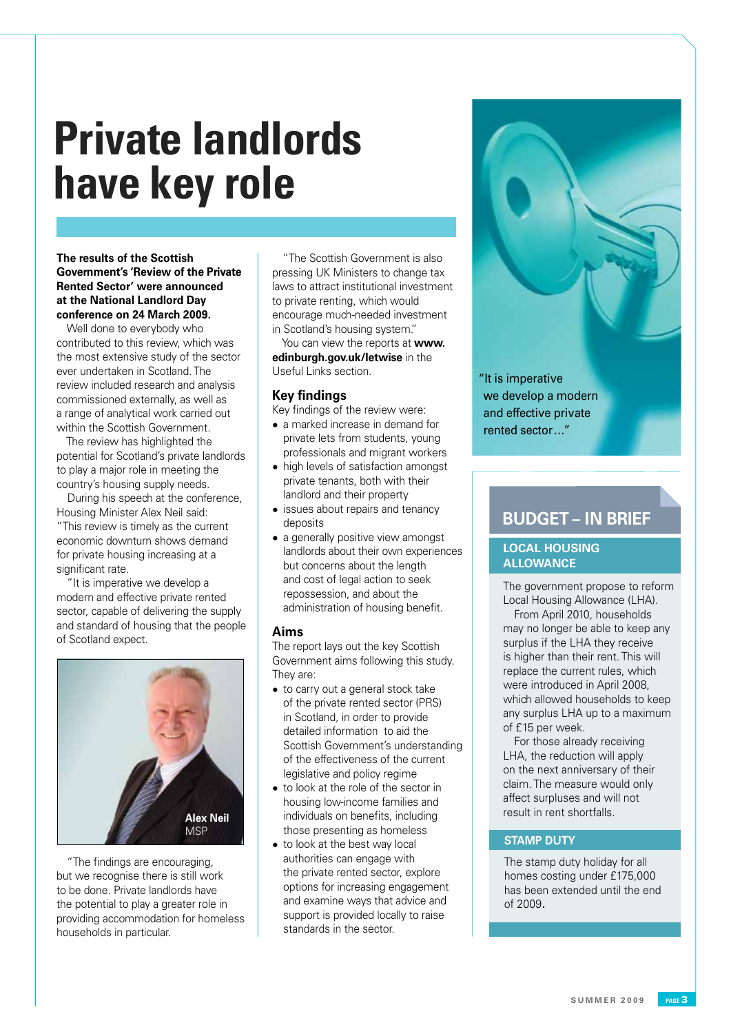# Private landlords have key role

**The results of the Scottish Government's 'Review of the Private Rented Sector' were announced at the National Landlord Day conference on 24 March 2009.**

Well done to everybody who contributed to this review, which was the most extensive study of the sector ever undertaken in Scotland. The review included research and analysis commissioned externally, as well as a range of analytical work carried out within the Scottish Government.

The review has highlighted the potential for Scotland's private landlords to play a major role in meeting the country's housing supply needs.

During his speech at the conference, Housing Minister Alex Neil said: "This review is timely as the current economic downturn shows demand for private housing increasing at a significant rate.

"It is imperative we develop a modern and effective private rented sector, capable of delivering the supply and standard of housing that the people of Scotland expect.

**Alex Neil** MSP

"The findings are encouraging, but we recognise there is still work to be done. Private landlords have the potential to play a greater role in providing accommodation for homeless households in particular.

"The Scottish Government is also pressing UK Ministers to change tax laws to attract institutional investment to private renting, which would encourage much-needed investment in Scotland's housing system."

You can view the reports at **www.edinburgh.gov.uk/letwise** in the Useful Links section.

## Key findings

Key findings of the review were:

- a marked increase in demand for private lets from students, young professionals and migrant workers
- high levels of satisfaction amongst private tenants, both with their landlord and their property
- issues about repairs and tenancy deposits
- a generally positive view amongst landlords about their own experiences but concerns about the length and cost of legal action to seek repossession, and about the administration of housing benefit.

## Aims

The report lays out the key Scottish Government aims following this study. They are:

- to carry out a general stock take of the private rented sector (PRS) in Scotland, in order to provide detailed information to aid the Scottish Government's understanding of the effectiveness of the current legislative and policy regime
- to look at the role of the sector in housing low-income families and individuals on benefits, including those presenting as homeless
- to look at the best way local authorities can engage with the private rented sector, explore options for increasing engagement and examine ways that advice and support is provided locally to raise standards in the sector.

"It is imperative we develop a modern and effective private rented sector…"

## BUDGET – IN BRIEF

### LOCAL HOUSING ALLOWANCE

The government propose to reform Local Housing Allowance (LHA).

From April 2010, households may no longer be able to keep any surplus if the LHA they receive is higher than their rent. This will replace the current rules, which were introduced in April 2008, which allowed households to keep any surplus LHA up to a maximum of £15 per week.

For those already receiving LHA, the reduction will apply on the next anniversary of their claim. The measure would only affect surpluses and will not result in rent shortfalls.

### STAMP DUTY

The stamp duty holiday for all homes costing under £175,000 has been extended until the end of 2009.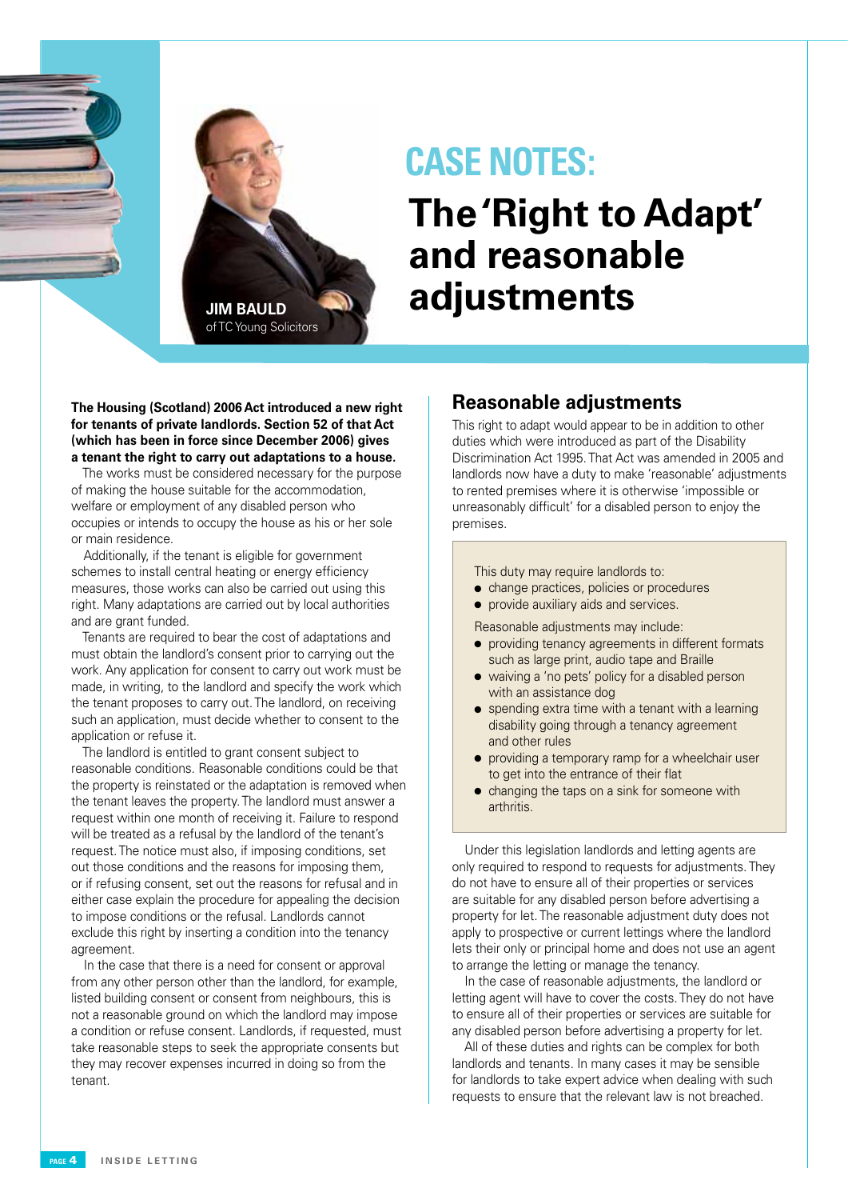# CASE NOTES:

# The 'Right to Adapt' and reasonable adjustments

**JIM BAULD**
of TC Young Solicitors

**The Housing (Scotland) 2006 Act introduced a new right for tenants of private landlords. Section 52 of that Act (which has been in force since December 2006) gives a tenant the right to carry out adaptations to a house.**

The works must be considered necessary for the purpose of making the house suitable for the accommodation, welfare or employment of any disabled person who occupies or intends to occupy the house as his or her sole or main residence.

Additionally, if the tenant is eligible for government schemes to install central heating or energy efficiency measures, those works can also be carried out using this right. Many adaptations are carried out by local authorities and are grant funded.

Tenants are required to bear the cost of adaptations and must obtain the landlord's consent prior to carrying out the work. Any application for consent to carry out work must be made, in writing, to the landlord and specify the work which the tenant proposes to carry out. The landlord, on receiving such an application, must decide whether to consent to the application or refuse it.

The landlord is entitled to grant consent subject to reasonable conditions. Reasonable conditions could be that the property is reinstated or the adaptation is removed when the tenant leaves the property. The landlord must answer a request within one month of receiving it. Failure to respond will be treated as a refusal by the landlord of the tenant's request. The notice must also, if imposing conditions, set out those conditions and the reasons for imposing them, or if refusing consent, set out the reasons for refusal and in either case explain the procedure for appealing the decision to impose conditions or the refusal. Landlords cannot exclude this right by inserting a condition into the tenancy agreement.

In the case that there is a need for consent or approval from any other person other than the landlord, for example, listed building consent or consent from neighbours, this is not a reasonable ground on which the landlord may impose a condition or refuse consent. Landlords, if requested, must take reasonable steps to seek the appropriate consents but they may recover expenses incurred in doing so from the tenant.

## Reasonable adjustments

This right to adapt would appear to be in addition to other duties which were introduced as part of the Disability Discrimination Act 1995. That Act was amended in 2005 and landlords now have a duty to make 'reasonable' adjustments to rented premises where it is otherwise 'impossible or unreasonably difficult' for a disabled person to enjoy the premises.

This duty may require landlords to:

- change practices, policies or procedures
- provide auxiliary aids and services.

Reasonable adjustments may include:

- providing tenancy agreements in different formats such as large print, audio tape and Braille
- waiving a 'no pets' policy for a disabled person with an assistance dog
- spending extra time with a tenant with a learning disability going through a tenancy agreement and other rules
- providing a temporary ramp for a wheelchair user to get into the entrance of their flat
- changing the taps on a sink for someone with arthritis.

Under this legislation landlords and letting agents are only required to respond to requests for adjustments. They do not have to ensure all of their properties or services are suitable for any disabled person before advertising a property for let. The reasonable adjustment duty does not apply to prospective or current lettings where the landlord lets their only or principal home and does not use an agent to arrange the letting or manage the tenancy.

In the case of reasonable adjustments, the landlord or letting agent will have to cover the costs. They do not have to ensure all of their properties or services are suitable for any disabled person before advertising a property for let.

All of these duties and rights can be complex for both landlords and tenants. In many cases it may be sensible for landlords to take expert advice when dealing with such requests to ensure that the relevant law is not breached.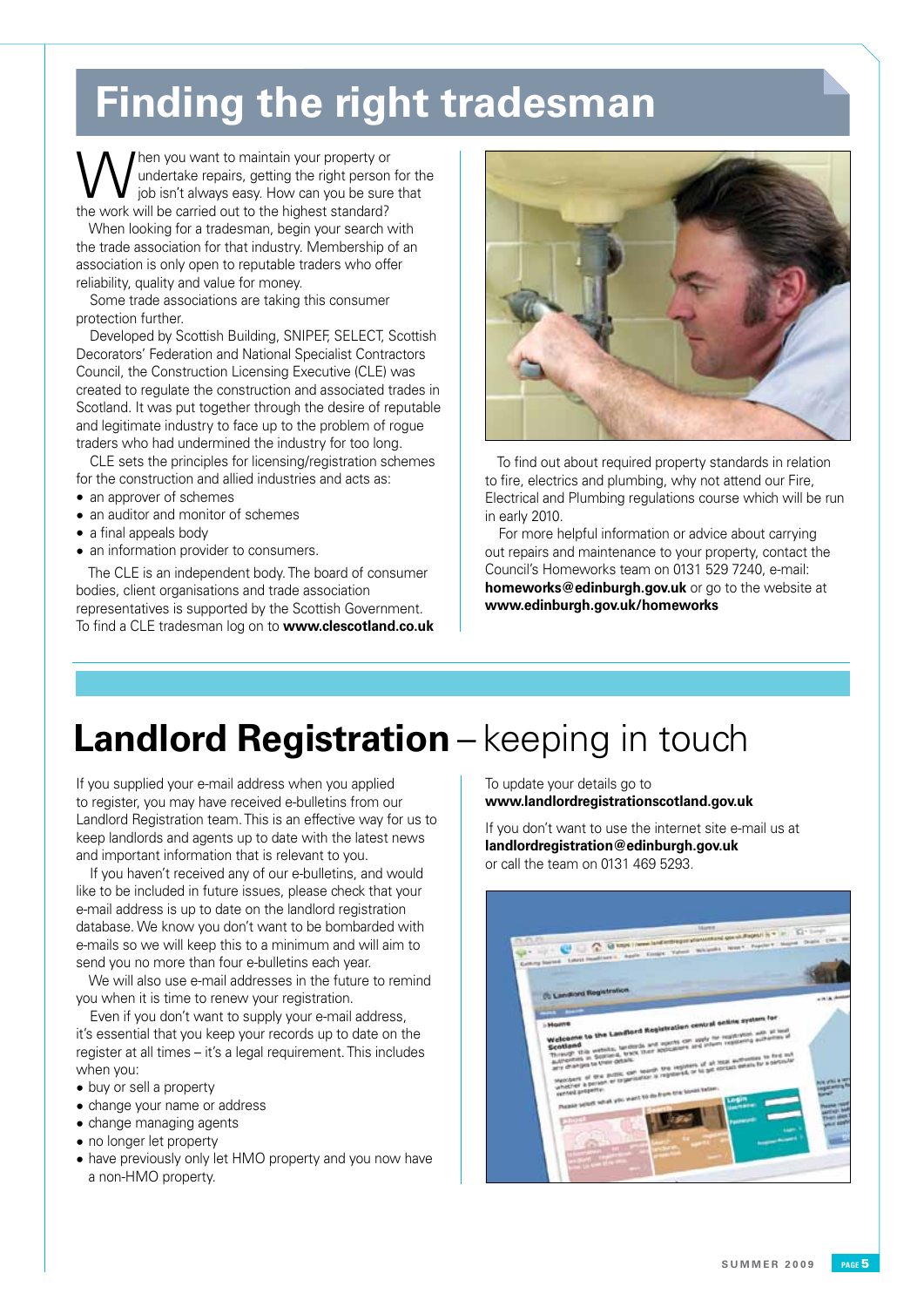# Finding the right tradesman

When you want to maintain your property or undertake repairs, getting the right person for the job isn't always easy. How can you be sure that the work will be carried out to the highest standard?

When looking for a tradesman, begin your search with the trade association for that industry. Membership of an association is only open to reputable traders who offer reliability, quality and value for money.

Some trade associations are taking this consumer protection further.

Developed by Scottish Building, SNIPEF, SELECT, Scottish Decorators' Federation and National Specialist Contractors Council, the Construction Licensing Executive (CLE) was created to regulate the construction and associated trades in Scotland. It was put together through the desire of reputable and legitimate industry to face up to the problem of rogue traders who had undermined the industry for too long.

CLE sets the principles for licensing/registration schemes for the construction and allied industries and acts as:

- an approver of schemes
- an auditor and monitor of schemes
- a final appeals body
- an information provider to consumers.

The CLE is an independent body. The board of consumer bodies, client organisations and trade association representatives is supported by the Scottish Government. To find a CLE tradesman log on to **www.clescotland.co.uk**

To find out about required property standards in relation to fire, electrics and plumbing, why not attend our Fire, Electrical and Plumbing regulations course which will be run in early 2010.

For more helpful information or advice about carrying out repairs and maintenance to your property, contact the Council's Homeworks team on 0131 529 7240, e-mail: **homeworks@edinburgh.gov.uk** or go to the website at **www.edinburgh.gov.uk/homeworks**

# Landlord Registration – keeping in touch

If you supplied your e-mail address when you applied to register, you may have received e-bulletins from our Landlord Registration team. This is an effective way for us to keep landlords and agents up to date with the latest news and important information that is relevant to you.

If you haven't received any of our e-bulletins, and would like to be included in future issues, please check that your e-mail address is up to date on the landlord registration database. We know you don't want to be bombarded with e-mails so we will keep this to a minimum and will aim to send you no more than four e-bulletins each year.

We will also use e-mail addresses in the future to remind you when it is time to renew your registration.

Even if you don't want to supply your e-mail address, it's essential that you keep your records up to date on the register at all times – it's a legal requirement. This includes when you:

- buy or sell a property
- change your name or address
- change managing agents
- no longer let property
- have previously only let HMO property and you now have a non-HMO property.

To update your details go to **www.landlordregistrationscotland.gov.uk**

If you don't want to use the internet site e-mail us at **landlordregistration@edinburgh.gov.uk** or call the team on 0131 469 5293.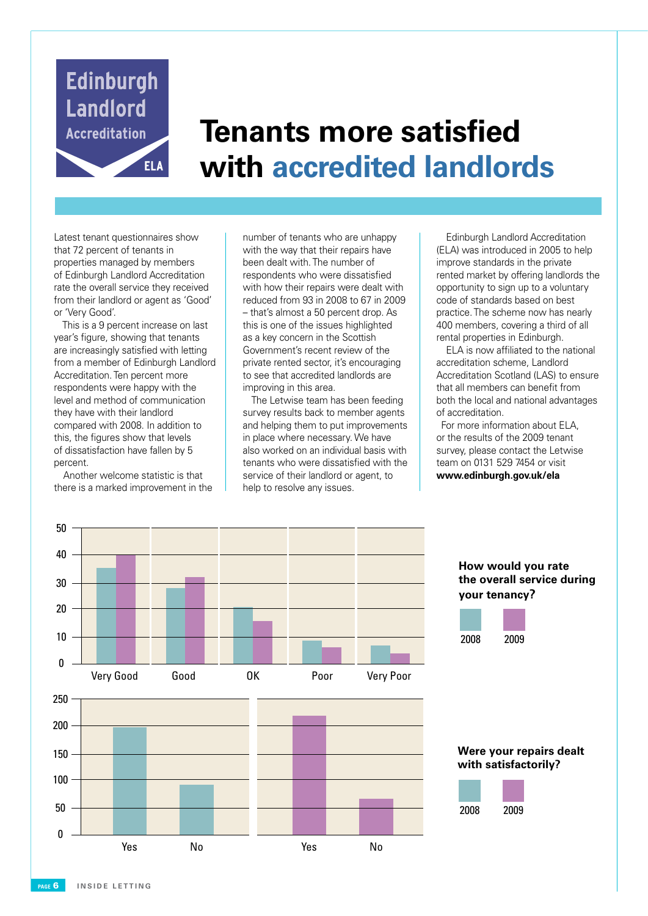Edinburgh Landlord Accreditation ELA

# Tenants more satisfied with accredited landlords

Latest tenant questionnaires show that 72 percent of tenants in properties managed by members of Edinburgh Landlord Accreditation rate the overall service they received from their landlord or agent as 'Good' or 'Very Good'.

This is a 9 percent increase on last year's figure, showing that tenants are increasingly satisfied with letting from a member of Edinburgh Landlord Accreditation. Ten percent more respondents were happy with the level and method of communication they have with their landlord compared with 2008. In addition to this, the figures show that levels of dissatisfaction have fallen by 5 percent.

Another welcome statistic is that there is a marked improvement in the number of tenants who are unhappy with the way that their repairs have been dealt with. The number of respondents who were dissatisfied with how their repairs were dealt with reduced from 93 in 2008 to 67 in 2009 – that's almost a 50 percent drop. As this is one of the issues highlighted as a key concern in the Scottish Government's recent review of the private rented sector, it's encouraging to see that accredited landlords are improving in this area.

The Letwise team has been feeding survey results back to member agents and helping them to put improvements in place where necessary. We have also worked on an individual basis with tenants who were dissatisfied with the service of their landlord or agent, to help to resolve any issues.

Edinburgh Landlord Accreditation (ELA) was introduced in 2005 to help improve standards in the private rented market by offering landlords the opportunity to sign up to a voluntary code of standards based on best practice. The scheme now has nearly 400 members, covering a third of all rental properties in Edinburgh.

ELA is now affiliated to the national accreditation scheme, Landlord Accreditation Scotland (LAS) to ensure that all members can benefit from both the local and national advantages of accreditation.

For more information about ELA, or the results of the 2009 tenant survey, please contact the Letwise team on 0131 529 7454 or visit **www.edinburgh.gov.uk/ela**

**How would you rate the overall service during your tenancy?**

| | Very Good | Good | OK | Poor | Very Poor |
|---|---|---|---|---|---|
| 2008 | 35 | 28 | 21 | 8 | 7 |
| 2009 | 40 | 32 | 16 | 6 | 4 |

**Were your repairs dealt with satisfactorily?**

| | Yes | No |
|---|---|---|
| 2008 | 200 | 93 |
| 2009 | 220 | 67 |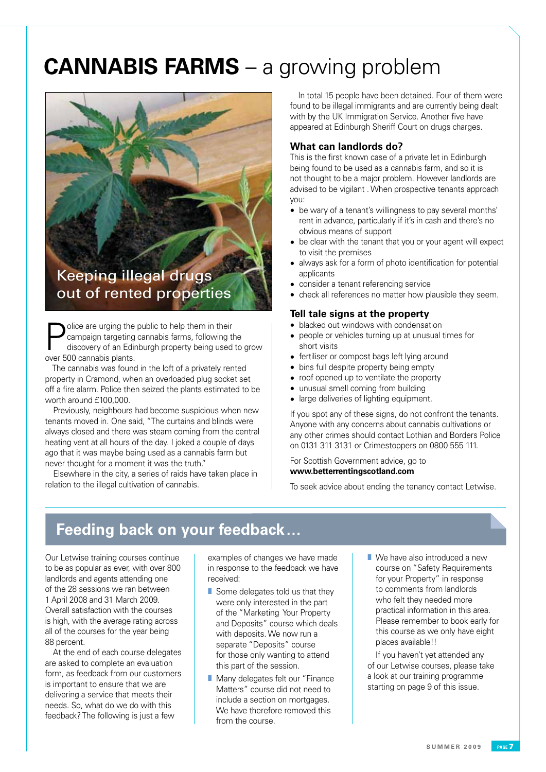# CANNABIS FARMS – a growing problem

Keeping illegal drugs out of rented properties

Police are urging the public to help them in their campaign targeting cannabis farms, following the discovery of an Edinburgh property being used to grow over 500 cannabis plants.

The cannabis was found in the loft of a privately rented property in Cramond, when an overloaded plug socket set off a fire alarm. Police then seized the plants estimated to be worth around £100,000.

Previously, neighbours had become suspicious when new tenants moved in. One said, "The curtains and blinds were always closed and there was steam coming from the central heating vent at all hours of the day. I joked a couple of days ago that it was maybe being used as a cannabis farm but never thought for a moment it was the truth."

Elsewhere in the city, a series of raids have taken place in relation to the illegal cultivation of cannabis.

In total 15 people have been detained. Four of them were found to be illegal immigrants and are currently being dealt with by the UK Immigration Service. Another five have appeared at Edinburgh Sheriff Court on drugs charges.

### What can landlords do?

This is the first known case of a private let in Edinburgh being found to be used as a cannabis farm, and so it is not thought to be a major problem. However landlords are advised to be vigilant . When prospective tenants approach you:

- be wary of a tenant's willingness to pay several months' rent in advance, particularly if it's in cash and there's no obvious means of support
- be clear with the tenant that you or your agent will expect to visit the premises
- always ask for a form of photo identification for potential applicants
- consider a tenant referencing service
- check all references no matter how plausible they seem.

### Tell tale signs at the property

- blacked out windows with condensation
- people or vehicles turning up at unusual times for short visits
- fertiliser or compost bags left lying around
- bins full despite property being empty
- roof opened up to ventilate the property
- unusual smell coming from building
- large deliveries of lighting equipment.

If you spot any of these signs, do not confront the tenants. Anyone with any concerns about cannabis cultivations or any other crimes should contact Lothian and Borders Police on 0131 311 3131 or Crimestoppers on 0800 555 111.

For Scottish Government advice, go to **www.betterrentingscotland.com**

To seek advice about ending the tenancy contact Letwise.

## Feeding back on your feedback…

Our Letwise training courses continue to be as popular as ever, with over 800 landlords and agents attending one of the 28 sessions we ran between 1 April 2008 and 31 March 2009. Overall satisfaction with the courses is high, with the average rating across all of the courses for the year being 88 percent.

At the end of each course delegates are asked to complete an evaluation form, as feedback from our customers is important to ensure that we are delivering a service that meets their needs. So, what do we do with this feedback? The following is just a few examples of changes we have made in response to the feedback we have received:

- Some delegates told us that they were only interested in the part of the "Marketing Your Property and Deposits" course which deals with deposits. We now run a separate "Deposits" course for those only wanting to attend this part of the session.
- Many delegates felt our "Finance Matters" course did not need to include a section on mortgages. We have therefore removed this from the course.
- We have also introduced a new course on "Safety Requirements for your Property" in response to comments from landlords who felt they needed more practical information in this area. Please remember to book early for this course as we only have eight places available!!

If you haven't yet attended any of our Letwise courses, please take a look at our training programme starting on page 9 of this issue.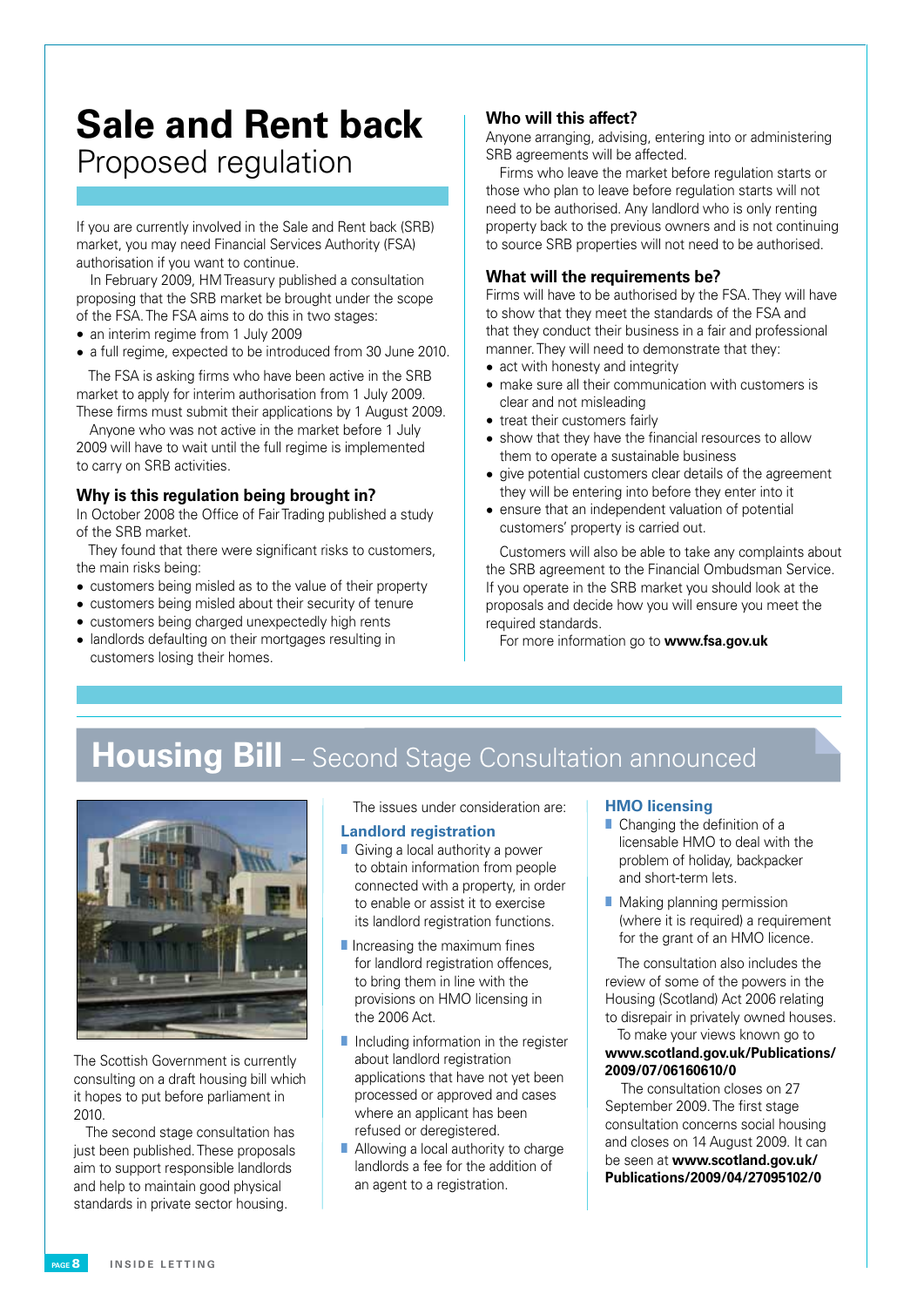# Sale and Rent back

## Proposed regulation

If you are currently involved in the Sale and Rent back (SRB) market, you may need Financial Services Authority (FSA) authorisation if you want to continue.

In February 2009, HM Treasury published a consultation proposing that the SRB market be brought under the scope of the FSA. The FSA aims to do this in two stages:

- an interim regime from 1 July 2009
- a full regime, expected to be introduced from 30 June 2010.

The FSA is asking firms who have been active in the SRB market to apply for interim authorisation from 1 July 2009. These firms must submit their applications by 1 August 2009.

Anyone who was not active in the market before 1 July 2009 will have to wait until the full regime is implemented to carry on SRB activities.

### Why is this regulation being brought in?

In October 2008 the Office of Fair Trading published a study of the SRB market.

They found that there were significant risks to customers, the main risks being:

- customers being misled as to the value of their property
- customers being misled about their security of tenure
- customers being charged unexpectedly high rents
- landlords defaulting on their mortgages resulting in customers losing their homes.

### Who will this affect?

Anyone arranging, advising, entering into or administering SRB agreements will be affected.

Firms who leave the market before regulation starts or those who plan to leave before regulation starts will not need to be authorised. Any landlord who is only renting property back to the previous owners and is not continuing to source SRB properties will not need to be authorised.

### What will the requirements be?

Firms will have to be authorised by the FSA. They will have to show that they meet the standards of the FSA and that they conduct their business in a fair and professional manner. They will need to demonstrate that they:

- act with honesty and integrity
- make sure all their communication with customers is clear and not misleading
- treat their customers fairly
- show that they have the financial resources to allow them to operate a sustainable business
- give potential customers clear details of the agreement they will be entering into before they enter into it
- ensure that an independent valuation of potential customers' property is carried out.

Customers will also be able to take any complaints about the SRB agreement to the Financial Ombudsman Service. If you operate in the SRB market you should look at the proposals and decide how you will ensure you meet the required standards.

For more information go to **www.fsa.gov.uk**

# Housing Bill – Second Stage Consultation announced

The Scottish Government is currently consulting on a draft housing bill which it hopes to put before parliament in 2010.

The second stage consultation has just been published. These proposals aim to support responsible landlords and help to maintain good physical standards in private sector housing.

The issues under consideration are:

### Landlord registration

- Giving a local authority a power to obtain information from people connected with a property, in order to enable or assist it to exercise its landlord registration functions.
- Increasing the maximum fines for landlord registration offences, to bring them in line with the provisions on HMO licensing in the 2006 Act.
- Including information in the register about landlord registration applications that have not yet been processed or approved and cases where an applicant has been refused or deregistered.
- Allowing a local authority to charge landlords a fee for the addition of an agent to a registration.

### HMO licensing

- Changing the definition of a licensable HMO to deal with the problem of holiday, backpacker and short-term lets.
- Making planning permission (where it is required) a requirement for the grant of an HMO licence.

The consultation also includes the review of some of the powers in the Housing (Scotland) Act 2006 relating to disrepair in privately owned houses.

To make your views known go to **www.scotland.gov.uk/Publications/2009/07/06160610/0**

The consultation closes on 27 September 2009. The first stage consultation concerns social housing and closes on 14 August 2009. It can be seen at **www.scotland.gov.uk/Publications/2009/04/27095102/0**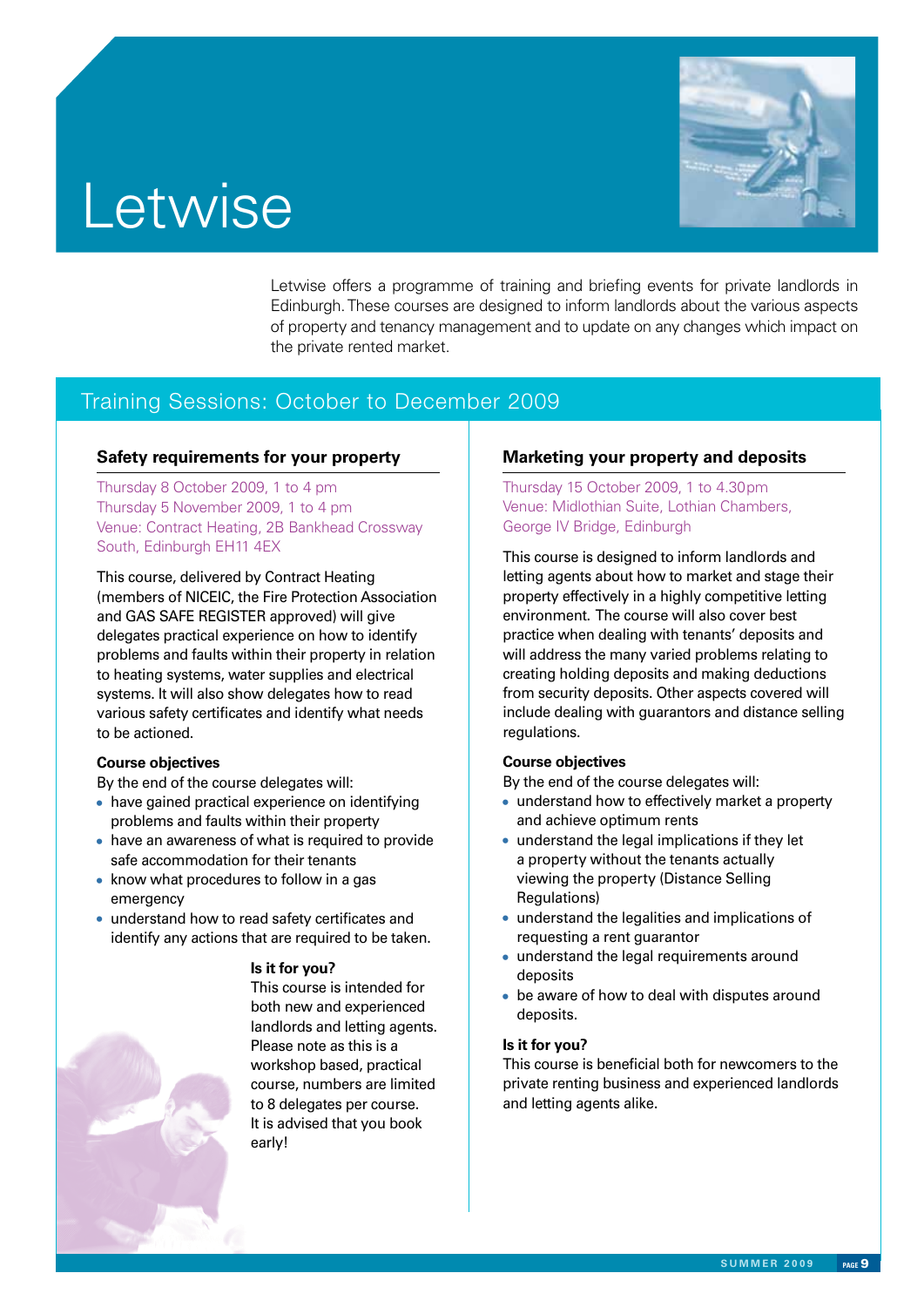# Letwise

Letwise offers a programme of training and briefing events for private landlords in Edinburgh. These courses are designed to inform landlords about the various aspects of property and tenancy management and to update on any changes which impact on the private rented market.

## Training Sessions: October to December 2009

### Safety requirements for your property

Thursday 8 October 2009, 1 to 4 pm
Thursday 5 November 2009, 1 to 4 pm
Venue: Contract Heating, 2B Bankhead Crossway South, Edinburgh EH11 4EX

This course, delivered by Contract Heating (members of NICEIC, the Fire Protection Association and GAS SAFE REGISTER approved) will give delegates practical experience on how to identify problems and faults within their property in relation to heating systems, water supplies and electrical systems. It will also show delegates how to read various safety certificates and identify what needs to be actioned.

**Course objectives**

By the end of the course delegates will:

- have gained practical experience on identifying problems and faults within their property
- have an awareness of what is required to provide safe accommodation for their tenants
- know what procedures to follow in a gas emergency
- understand how to read safety certificates and identify any actions that are required to be taken.

**Is it for you?**

This course is intended for both new and experienced landlords and letting agents. Please note as this is a workshop based, practical course, numbers are limited to 8 delegates per course. It is advised that you book early!

### Marketing your property and deposits

Thursday 15 October 2009, 1 to 4.30pm
Venue: Midlothian Suite, Lothian Chambers, George IV Bridge, Edinburgh

This course is designed to inform landlords and letting agents about how to market and stage their property effectively in a highly competitive letting environment. The course will also cover best practice when dealing with tenants' deposits and will address the many varied problems relating to creating holding deposits and making deductions from security deposits. Other aspects covered will include dealing with guarantors and distance selling regulations.

**Course objectives**

By the end of the course delegates will:

- understand how to effectively market a property and achieve optimum rents
- understand the legal implications if they let a property without the tenants actually viewing the property (Distance Selling Regulations)
- understand the legalities and implications of requesting a rent guarantor
- understand the legal requirements around deposits
- be aware of how to deal with disputes around deposits.

**Is it for you?**

This course is beneficial both for newcomers to the private renting business and experienced landlords and letting agents alike.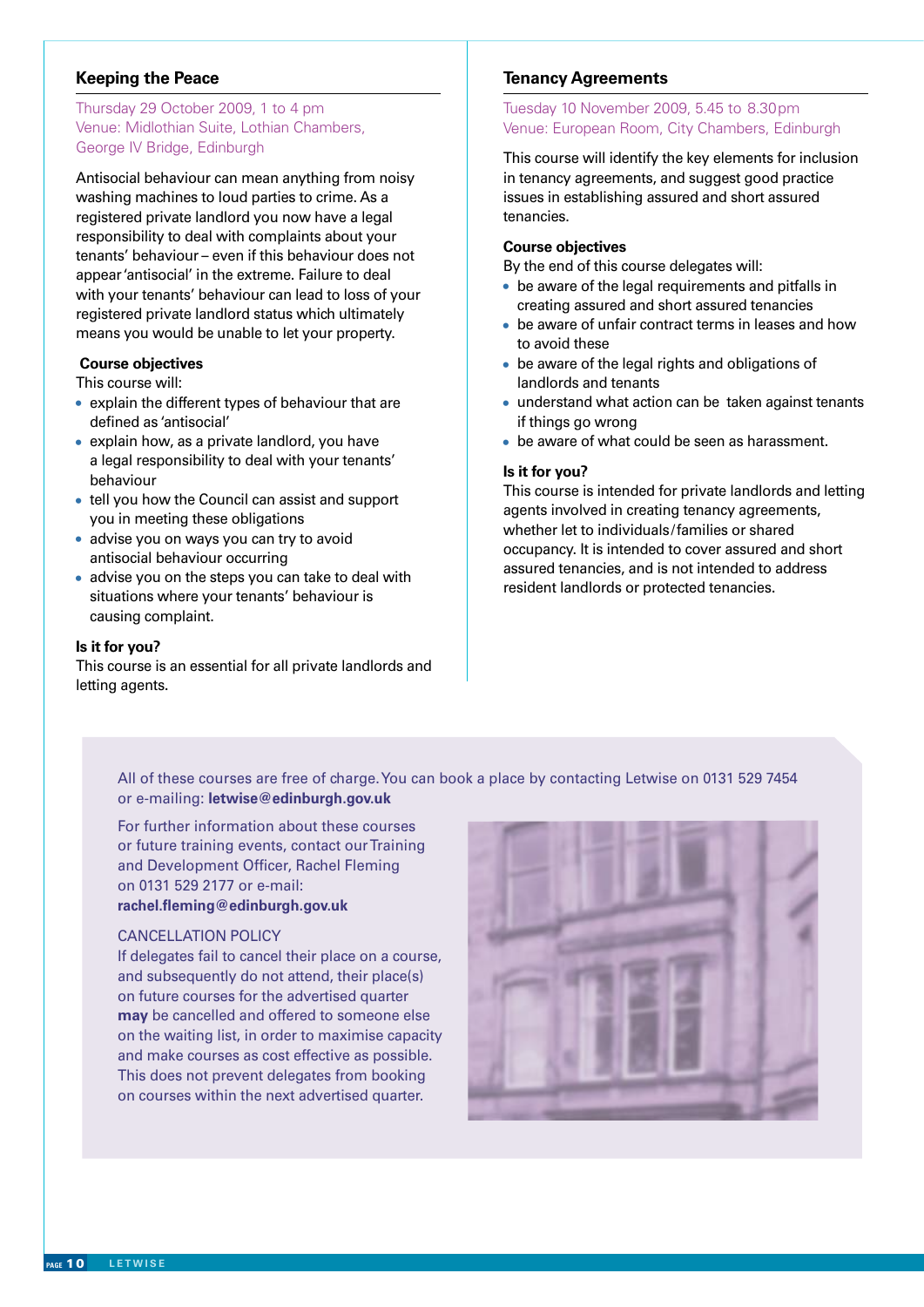## Keeping the Peace

Thursday 29 October 2009, 1 to 4 pm
Venue: Midlothian Suite, Lothian Chambers, George IV Bridge, Edinburgh

Antisocial behaviour can mean anything from noisy washing machines to loud parties to crime. As a registered private landlord you now have a legal responsibility to deal with complaints about your tenants' behaviour – even if this behaviour does not appear 'antisocial' in the extreme. Failure to deal with your tenants' behaviour can lead to loss of your registered private landlord status which ultimately means you would be unable to let your property.

**Course objectives**

This course will:

- explain the different types of behaviour that are defined as 'antisocial'
- explain how, as a private landlord, you have a legal responsibility to deal with your tenants' behaviour
- tell you how the Council can assist and support you in meeting these obligations
- advise you on ways you can try to avoid antisocial behaviour occurring
- advise you on the steps you can take to deal with situations where your tenants' behaviour is causing complaint.

**Is it for you?**

This course is an essential for all private landlords and letting agents.

## Tenancy Agreements

Tuesday 10 November 2009, 5.45 to 8.30pm
Venue: European Room, City Chambers, Edinburgh

This course will identify the key elements for inclusion in tenancy agreements, and suggest good practice issues in establishing assured and short assured tenancies.

**Course objectives**

By the end of this course delegates will:

- be aware of the legal requirements and pitfalls in creating assured and short assured tenancies
- be aware of unfair contract terms in leases and how to avoid these
- be aware of the legal rights and obligations of landlords and tenants
- understand what action can be taken against tenants if things go wrong
- be aware of what could be seen as harassment.

**Is it for you?**

This course is intended for private landlords and letting agents involved in creating tenancy agreements, whether let to individuals/families or shared occupancy. It is intended to cover assured and short assured tenancies, and is not intended to address resident landlords or protected tenancies.

All of these courses are free of charge. You can book a place by contacting Letwise on 0131 529 7454 or e-mailing: **letwise@edinburgh.gov.uk**

For further information about these courses or future training events, contact our Training and Development Officer, Rachel Fleming on 0131 529 2177 or e-mail: **rachel.fleming@edinburgh.gov.uk**

CANCELLATION POLICY

If delegates fail to cancel their place on a course, and subsequently do not attend, their place(s) on future courses for the advertised quarter **may** be cancelled and offered to someone else on the waiting list, in order to maximise capacity and make courses as cost effective as possible. This does not prevent delegates from booking on courses within the next advertised quarter.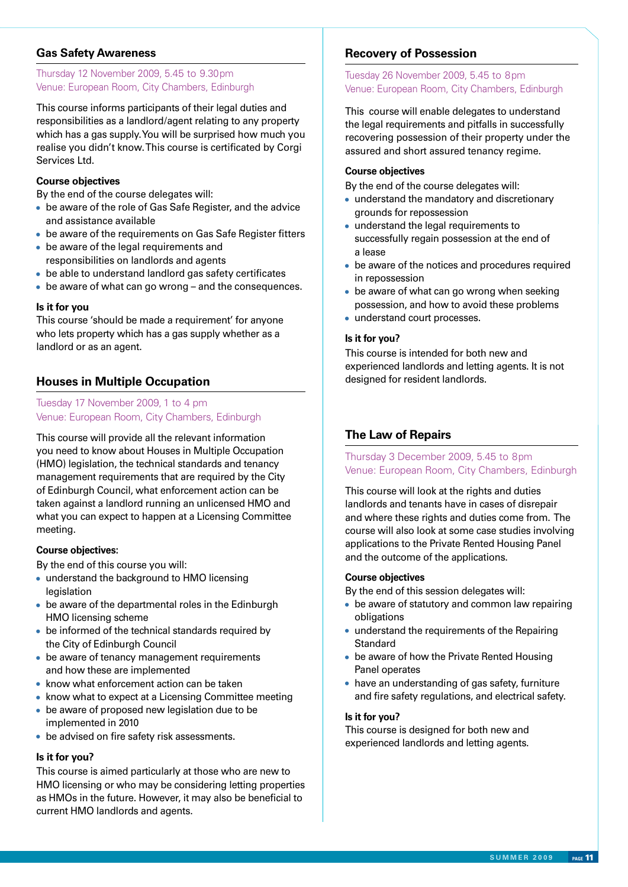## Gas Safety Awareness

Thursday 12 November 2009, 5.45 to 9.30pm
Venue: European Room, City Chambers, Edinburgh

This course informs participants of their legal duties and responsibilities as a landlord/agent relating to any property which has a gas supply. You will be surprised how much you realise you didn't know. This course is certificated by Corgi Services Ltd.

**Course objectives**

By the end of the course delegates will:

- be aware of the role of Gas Safe Register, and the advice and assistance available
- be aware of the requirements on Gas Safe Register fitters
- be aware of the legal requirements and responsibilities on landlords and agents
- be able to understand landlord gas safety certificates
- be aware of what can go wrong – and the consequences.

**Is it for you**

This course 'should be made a requirement' for anyone who lets property which has a gas supply whether as a landlord or as an agent.

## Houses in Multiple Occupation

Tuesday 17 November 2009, 1 to 4 pm
Venue: European Room, City Chambers, Edinburgh

This course will provide all the relevant information you need to know about Houses in Multiple Occupation (HMO) legislation, the technical standards and tenancy management requirements that are required by the City of Edinburgh Council, what enforcement action can be taken against a landlord running an unlicensed HMO and what you can expect to happen at a Licensing Committee meeting.

**Course objectives:**

By the end of this course you will:

- understand the background to HMO licensing legislation
- be aware of the departmental roles in the Edinburgh HMO licensing scheme
- be informed of the technical standards required by the City of Edinburgh Council
- be aware of tenancy management requirements and how these are implemented
- know what enforcement action can be taken
- know what to expect at a Licensing Committee meeting
- be aware of proposed new legislation due to be implemented in 2010
- be advised on fire safety risk assessments.

**Is it for you?**

This course is aimed particularly at those who are new to HMO licensing or who may be considering letting properties as HMOs in the future. However, it may also be beneficial to current HMO landlords and agents.

## Recovery of Possession

Tuesday 26 November 2009, 5.45 to 8pm
Venue: European Room, City Chambers, Edinburgh

This course will enable delegates to understand the legal requirements and pitfalls in successfully recovering possession of their property under the assured and short assured tenancy regime.

**Course objectives**

By the end of the course delegates will:

- understand the mandatory and discretionary grounds for repossession
- understand the legal requirements to successfully regain possession at the end of a lease
- be aware of the notices and procedures required in repossession
- be aware of what can go wrong when seeking possession, and how to avoid these problems
- understand court processes.

**Is it for you?**

This course is intended for both new and experienced landlords and letting agents. It is not designed for resident landlords.

## The Law of Repairs

Thursday 3 December 2009, 5.45 to 8pm
Venue: European Room, City Chambers, Edinburgh

This course will look at the rights and duties landlords and tenants have in cases of disrepair and where these rights and duties come from. The course will also look at some case studies involving applications to the Private Rented Housing Panel and the outcome of the applications.

**Course objectives**

By the end of this session delegates will:

- be aware of statutory and common law repairing obligations
- understand the requirements of the Repairing Standard
- be aware of how the Private Rented Housing Panel operates
- have an understanding of gas safety, furniture and fire safety regulations, and electrical safety.

**Is it for you?**

This course is designed for both new and experienced landlords and letting agents.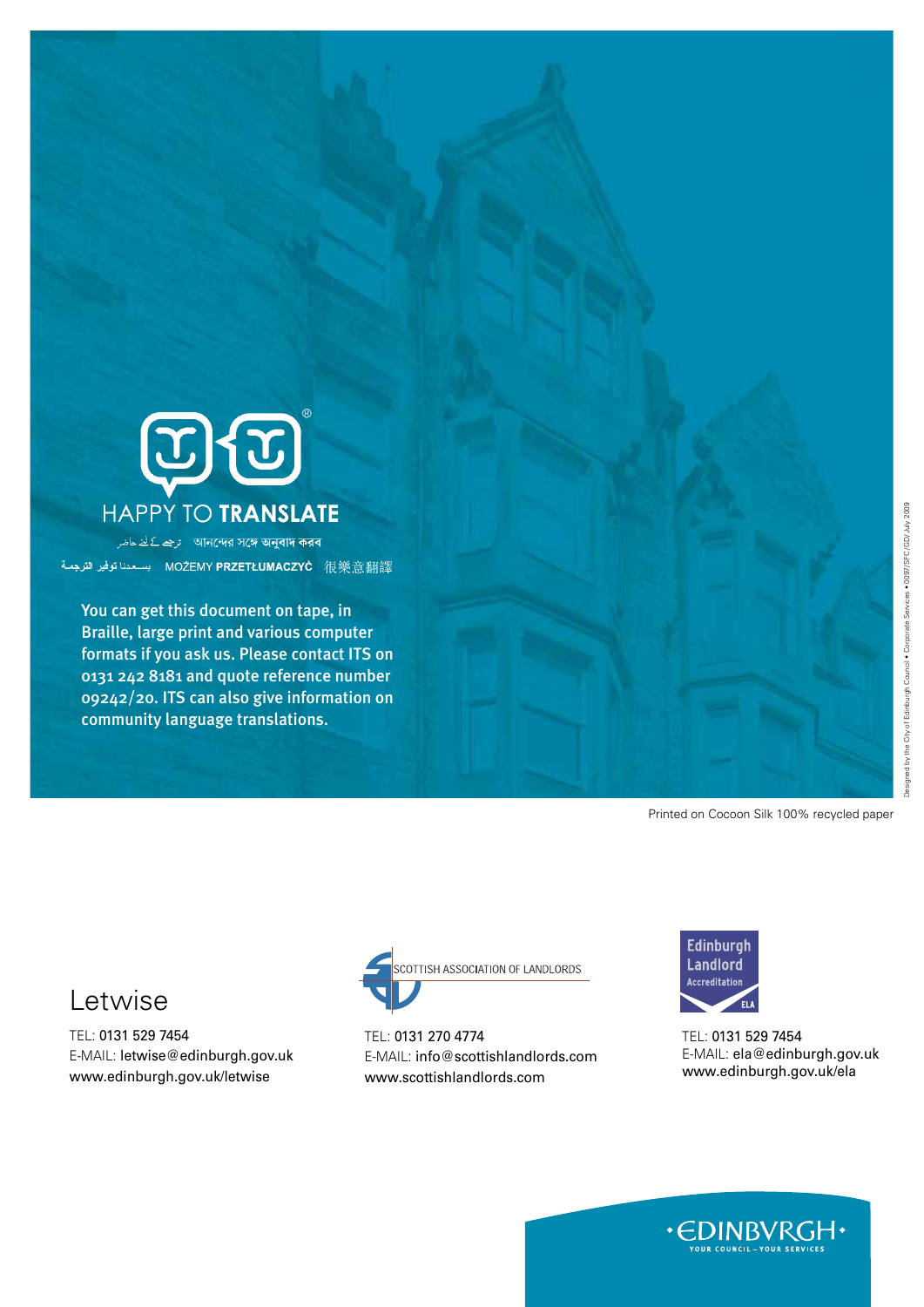HAPPY TO **TRANSLATE**

ترجمے کے لئے حاضر  আনন্দের সঙ্গে অনুবাদ করব

يسعدنا توفير الترجمة  MOŻEMY **PRZETŁUMACZYĆ**  很樂意翻譯

**You can get this document on tape, in Braille, large print and various computer formats if you ask us. Please contact ITS on 0131 242 8181 and quote reference number 09242/20. ITS can also give information on community language translations.**

Printed on Cocoon Silk 100% recycled paper

Designed by the City of Edinburgh Council • Corporate Services • 0097/SFC/GD/July 2009

## Letwise

TEL: 0131 529 7454
E-MAIL: letwise@edinburgh.gov.uk
www.edinburgh.gov.uk/letwise

SCOTTISH ASSOCIATION OF LANDLORDS

TEL: 0131 270 4774
E-MAIL: info@scottishlandlords.com
www.scottishlandlords.com

Edinburgh Landlord Accreditation ELA

TEL: 0131 529 7454
E-MAIL: ela@edinburgh.gov.uk
www.edinburgh.gov.uk/ela

·EDINBVRGH·
YOUR COUNCIL – YOUR SERVICES